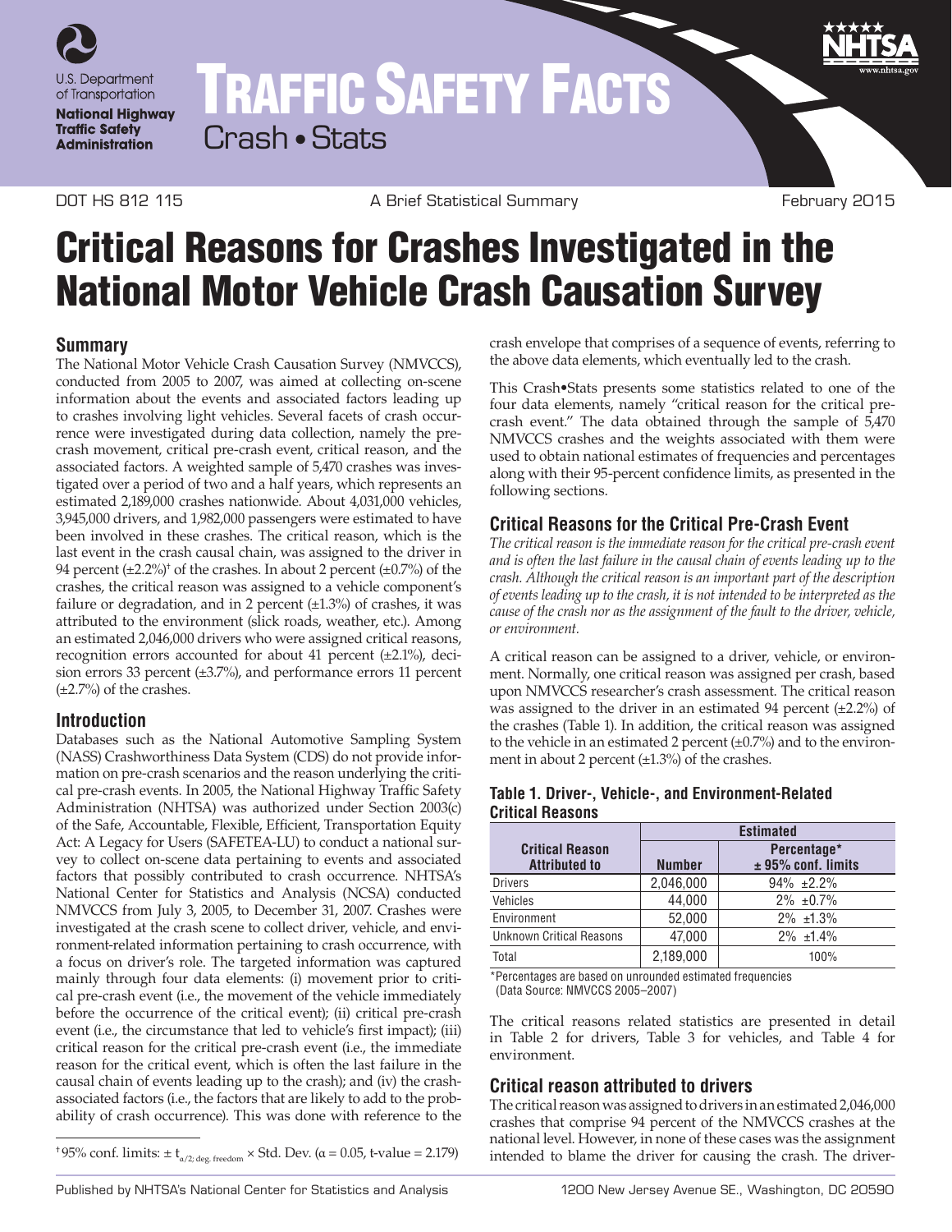U.S. Department of Transportation

National Highway Traffic Safety Administration

# TRAFFIC SAFETY FACTS

Crash • Stats

DOT HS 812 115 | A Brief Statistical Summary | February 2015

# Critical Reasons for Crashes Investigated in the National Motor Vehicle Crash Causation Survey

## Summary

The National Motor Vehicle Crash Causation Survey (NMVCCS), conducted from 2005 to 2007, was aimed at collecting on-scene information about the events and associated factors leading up to crashes involving light vehicles. Several facets of crash occurrence were investigated during data collection, namely the pre-crash movement, critical pre-crash event, critical reason, and the associated factors. A weighted sample of 5,470 crashes was investigated over a period of two and a half years, which represents an estimated 2,189,000 crashes nationwide. About 4,031,000 vehicles, 3,945,000 drivers, and 1,982,000 passengers were estimated to have been involved in these crashes. The critical reason, which is the last event in the crash causal chain, was assigned to the driver in 94 percent (±2.2%)[†] of the crashes. In about 2 percent (±0.7%) of the crashes, the critical reason was assigned to a vehicle component's failure or degradation, and in 2 percent (±1.3%) of crashes, it was attributed to the environment (slick roads, weather, etc.). Among an estimated 2,046,000 drivers who were assigned critical reasons, recognition errors accounted for about 41 percent (±2.1%), decision errors 33 percent (±3.7%), and performance errors 11 percent (±2.7%) of the crashes.

## Introduction

Databases such as the National Automotive Sampling System (NASS) Crashworthiness Data System (CDS) do not provide information on pre-crash scenarios and the reason underlying the critical pre-crash events. In 2005, the National Highway Traffic Safety Administration (NHTSA) was authorized under Section 2003(c) of the Safe, Accountable, Flexible, Efficient, Transportation Equity Act: A Legacy for Users (SAFETEA-LU) to conduct a national survey to collect on-scene data pertaining to events and associated factors that possibly contributed to crash occurrence. NHTSA's National Center for Statistics and Analysis (NCSA) conducted NMVCCS from July 3, 2005, to December 31, 2007. Crashes were investigated at the crash scene to collect driver, vehicle, and environment-related information pertaining to crash occurrence, with a focus on driver's role. The targeted information was captured mainly through four data elements: (i) movement prior to critical pre-crash event (i.e., the movement of the vehicle immediately before the occurrence of the critical event); (ii) critical pre-crash event (i.e., the circumstance that led to vehicle's first impact); (iii) critical reason for the critical pre-crash event (i.e., the immediate reason for the critical event, which is often the last failure in the causal chain of events leading up to the crash); and (iv) the crash-associated factors (i.e., the factors that are likely to add to the probability of crash occurrence). This was done with reference to the crash envelope that comprises of a sequence of events, referring to the above data elements, which eventually led to the crash.

This Crash•Stats presents some statistics related to one of the four data elements, namely "critical reason for the critical pre-crash event." The data obtained through the sample of 5,470 NMVCCS crashes and the weights associated with them were used to obtain national estimates of frequencies and percentages along with their 95-percent confidence limits, as presented in the following sections.

[†] 95% conf. limits: $\pm\, t_{\alpha/2;\,\text{deg. freedom}} \times$ Std. Dev. ($\alpha = 0.05$, t-value = 2.179)

## Critical Reasons for the Critical Pre-Crash Event

*The critical reason is the immediate reason for the critical pre-crash event and is often the last failure in the causal chain of events leading up to the crash. Although the critical reason is an important part of the description of events leading up to the crash, it is not intended to be interpreted as the cause of the crash nor as the assignment of the fault to the driver, vehicle, or environment.*

A critical reason can be assigned to a driver, vehicle, or environment. Normally, one critical reason was assigned per crash, based upon NMVCCS researcher's crash assessment. The critical reason was assigned to the driver in an estimated 94 percent (±2.2%) of the crashes (Table 1). In addition, the critical reason was assigned to the vehicle in an estimated 2 percent (±0.7%) and to the environment in about 2 percent (±1.3%) of the crashes.

**Table 1. Driver-, Vehicle-, and Environment-Related Critical Reasons**

| Critical Reason Attributed to | Estimated | |
|---|---|---|
| | Number | Percentage* ± 95% conf. limits |
| Drivers | 2,046,000 | 94% ±2.2% |
| Vehicles | 44,000 | 2% ±0.7% |
| Environment | 52,000 | 2% ±1.3% |
| Unknown Critical Reasons | 47,000 | 2% ±1.4% |
| Total | 2,189,000 | 100% |

*Percentages are based on unrounded estimated frequencies
(Data Source: NMVCCS 2005–2007)

The critical reasons related statistics are presented in detail in Table 2 for drivers, Table 3 for vehicles, and Table 4 for environment.

## Critical reason attributed to drivers

The critical reason was assigned to drivers in an estimated 2,046,000 crashes that comprise 94 percent of the NMVCCS crashes at the national level. However, in none of these cases was the assignment intended to blame the driver for causing the crash. The driver-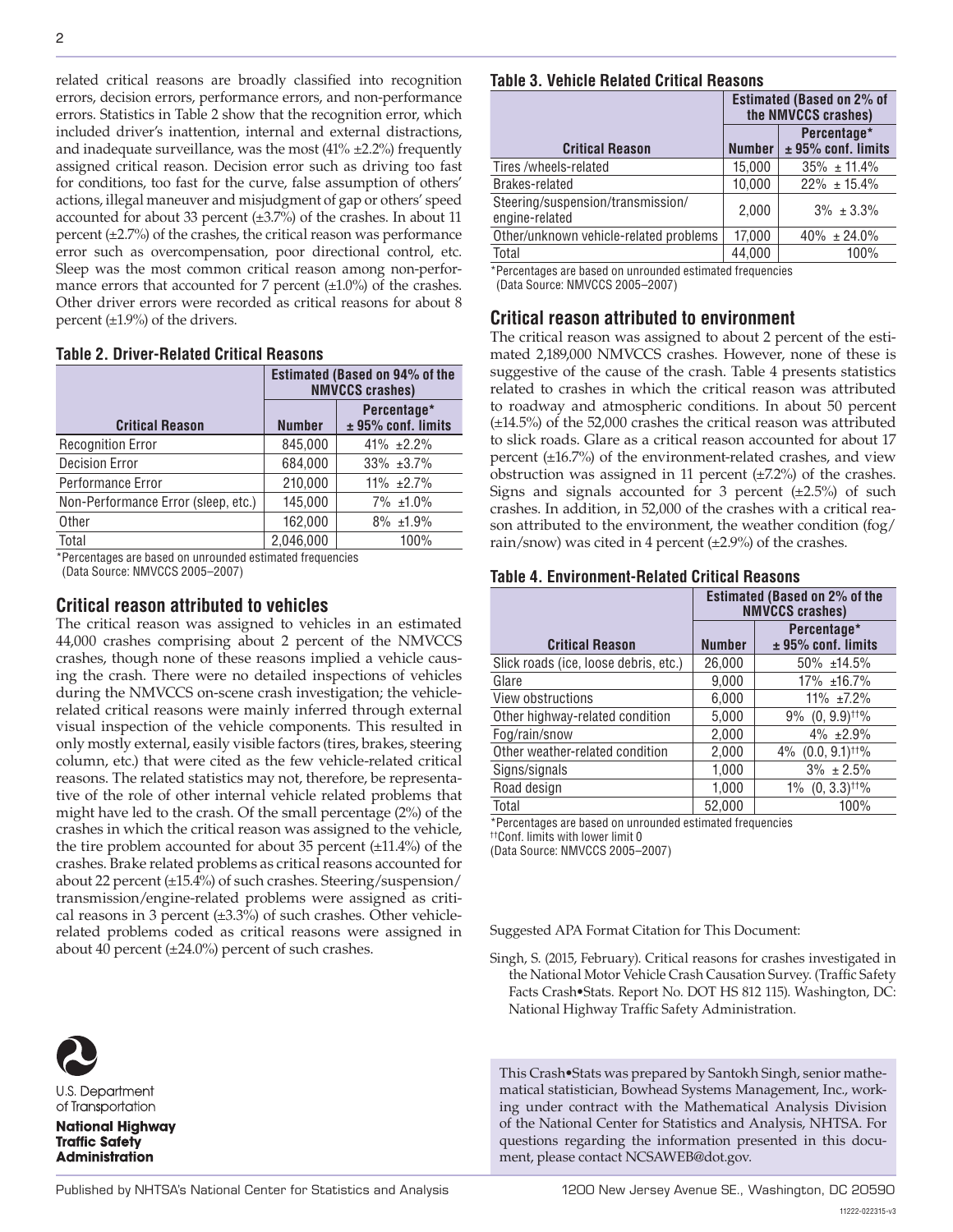related critical reasons are broadly classified into recognition errors, decision errors, performance errors, and non-performance errors. Statistics in Table 2 show that the recognition error, which included driver's inattention, internal and external distractions, and inadequate surveillance, was the most (41% ±2.2%) frequently assigned critical reason. Decision error such as driving too fast for conditions, too fast for the curve, false assumption of others' actions, illegal maneuver and misjudgment of gap or others' speed accounted for about 33 percent (±3.7%) of the crashes. In about 11 percent (±2.7%) of the crashes, the critical reason was performance error such as overcompensation, poor directional control, etc. Sleep was the most common critical reason among non-performance errors that accounted for 7 percent (±1.0%) of the crashes. Other driver errors were recorded as critical reasons for about 8 percent (±1.9%) of the drivers.

**Table 2. Driver-Related Critical Reasons**

| | Estimated (Based on 94% of the NMVCCS crashes) | |
|---|---|---|
| Critical Reason | Number | Percentage* ± 95% conf. limits |
| Recognition Error | 845,000 | 41% ±2.2% |
| Decision Error | 684,000 | 33% ±3.7% |
| Performance Error | 210,000 | 11% ±2.7% |
| Non-Performance Error (sleep, etc.) | 145,000 | 7% ±1.0% |
| Other | 162,000 | 8% ±1.9% |
| Total | 2,046,000 | 100% |

*Percentages are based on unrounded estimated frequencies
(Data Source: NMVCCS 2005–2007)

## Critical reason attributed to vehicles

The critical reason was assigned to vehicles in an estimated 44,000 crashes comprising about 2 percent of the NMVCCS crashes, though none of these reasons implied a vehicle causing the crash. There were no detailed inspections of vehicles during the NMVCCS on-scene crash investigation; the vehicle-related critical reasons were mainly inferred through external visual inspection of the vehicle components. This resulted in only mostly external, easily visible factors (tires, brakes, steering column, etc.) that were cited as the few vehicle-related critical reasons. The related statistics may not, therefore, be representative of the role of other internal vehicle related problems that might have led to the crash. Of the small percentage (2%) of the crashes in which the critical reason was assigned to the vehicle, the tire problem accounted for about 35 percent (±11.4%) of the crashes. Brake related problems as critical reasons accounted for about 22 percent (±15.4%) of such crashes. Steering/suspension/transmission/engine-related problems were assigned as critical reasons in 3 percent (±3.3%) of such crashes. Other vehicle-related problems coded as critical reasons were assigned in about 40 percent (±24.0%) percent of such crashes.

**Table 3. Vehicle Related Critical Reasons**

| | Estimated (Based on 2% of the NMVCCS crashes) | |
|---|---|---|
| Critical Reason | Number | Percentage* ± 95% conf. limits |
| Tires /wheels-related | 15,000 | 35% ± 11.4% |
| Brakes-related | 10,000 | 22% ± 15.4% |
| Steering/suspension/transmission/ engine-related | 2,000 | 3% ± 3.3% |
| Other/unknown vehicle-related problems | 17,000 | 40% ± 24.0% |
| Total | 44,000 | 100% |

*Percentages are based on unrounded estimated frequencies
(Data Source: NMVCCS 2005–2007)

## Critical reason attributed to environment

The critical reason was assigned to about 2 percent of the estimated 2,189,000 NMVCCS crashes. However, none of these is suggestive of the cause of the crash. Table 4 presents statistics related to crashes in which the critical reason was attributed to roadway and atmospheric conditions. In about 50 percent (±14.5%) of the 52,000 crashes the critical reason was attributed to slick roads. Glare as a critical reason accounted for about 17 percent (±16.7%) of the environment-related crashes, and view obstruction was assigned in 11 percent (±7.2%) of the crashes. Signs and signals accounted for 3 percent (±2.5%) of such crashes. In addition, in 52,000 of the crashes with a critical reason attributed to the environment, the weather condition (fog/rain/snow) was cited in 4 percent (±2.9%) of the crashes.

**Table 4. Environment-Related Critical Reasons**

| | Estimated (Based on 2% of the NMVCCS crashes) | |
|---|---|---|
| Critical Reason | Number | Percentage* ± 95% conf. limits |
| Slick roads (ice, loose debris, etc.) | 26,000 | 50% ±14.5% |
| Glare | 9,000 | 17% ±16.7% |
| View obstructions | 6,000 | 11% ±7.2% |
| Other highway-related condition | 5,000 | 9% (0, 9.9)††% |
| Fog/rain/snow | 2,000 | 4% ±2.9% |
| Other weather-related condition | 2,000 | 4% (0.0, 9.1)††% |
| Signs/signals | 1,000 | 3% ± 2.5% |
| Road design | 1,000 | 1% (0, 3.3)††% |
| Total | 52,000 | 100% |

*Percentages are based on unrounded estimated frequencies
††Conf. limits with lower limit 0
(Data Source: NMVCCS 2005–2007)

Suggested APA Format Citation for This Document:

Singh, S. (2015, February). Critical reasons for crashes investigated in the National Motor Vehicle Crash Causation Survey. (Traffic Safety Facts Crash•Stats. Report No. DOT HS 812 115). Washington, DC: National Highway Traffic Safety Administration.

This Crash•Stats was prepared by Santokh Singh, senior mathematical statistician, Bowhead Systems Management, Inc., working under contract with the Mathematical Analysis Division of the National Center for Statistics and Analysis, NHTSA. For questions regarding the information presented in this document, please contact NCSAWEB@dot.gov.

U.S. Department of Transportation
**National Highway Traffic Safety Administration**

Published by NHTSA's National Center for Statistics and Analysis 1200 New Jersey Avenue SE., Washington, DC 20590

11222-022315-v3